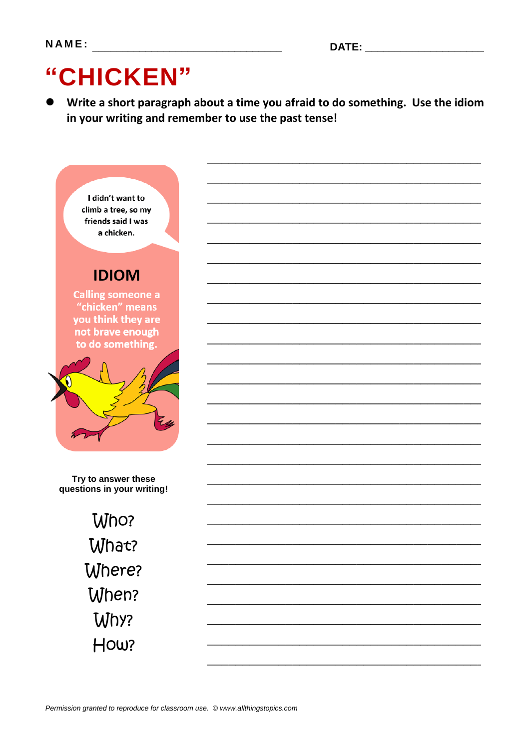NAME: ______________________________ DATE: ____________________

# "CHICKEN"

- **Write a short paragraph about a time you afraid to do something. Use the idiom in your writing and remember to use the past tense!**

I didn't want to climb a tree, so my friends said I was a chicken.

## IDIOM

Calling someone a "chicken" means you think they are not brave enough to do something.

Try to answer these questions in your writing!

Who?
What?
Where?
When?
Why?
How?

_______________________________________________
_______________________________________________
_______________________________________________
_______________________________________________
_______________________________________________
_______________________________________________
_______________________________________________
_______________________________________________
_______________________________________________
_______________________________________________
_______________________________________________
_______________________________________________
_______________________________________________
_______________________________________________
_______________________________________________
_______________________________________________
_______________________________________________
_______________________________________________
_______________________________________________
_______________________________________________
_______________________________________________
_______________________________________________
_______________________________________________
_______________________________________________
_______________________________________________
_______________________________________________

*Permission granted to reproduce for classroom use. © www.allthingstopics.com*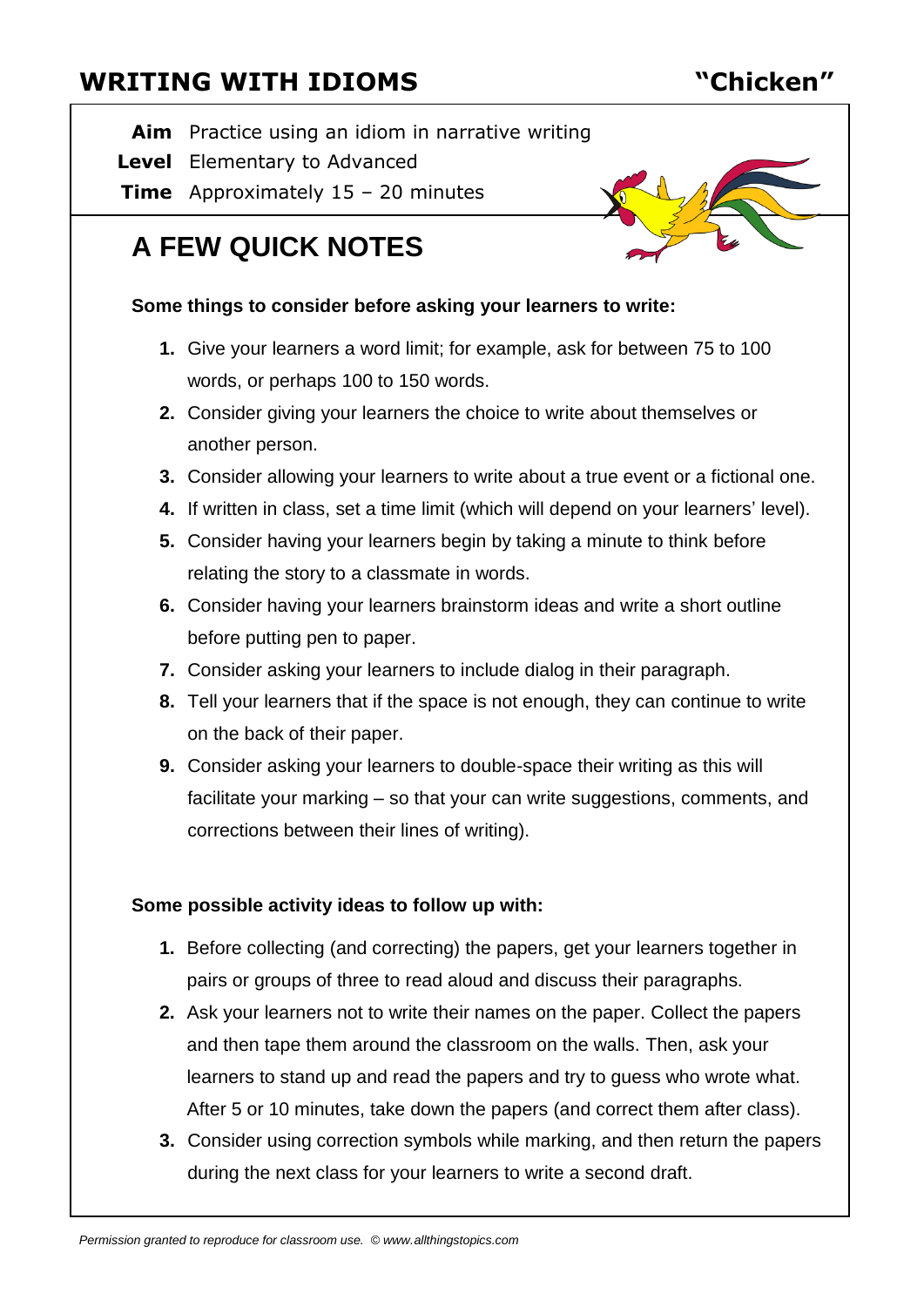# WRITING WITH IDIOMS "Chicken"

**Aim** Practice using an idiom in narrative writing
**Level** Elementary to Advanced
**Time** Approximately 15 – 20 minutes

## A FEW QUICK NOTES

**Some things to consider before asking your learners to write:**

1. Give your learners a word limit; for example, ask for between 75 to 100 words, or perhaps 100 to 150 words.
2. Consider giving your learners the choice to write about themselves or another person.
3. Consider allowing your learners to write about a true event or a fictional one.
4. If written in class, set a time limit (which will depend on your learners' level).
5. Consider having your learners begin by taking a minute to think before relating the story to a classmate in words.
6. Consider having your learners brainstorm ideas and write a short outline before putting pen to paper.
7. Consider asking your learners to include dialog in their paragraph.
8. Tell your learners that if the space is not enough, they can continue to write on the back of their paper.
9. Consider asking your learners to double-space their writing as this will facilitate your marking – so that your can write suggestions, comments, and corrections between their lines of writing).

**Some possible activity ideas to follow up with:**

1. Before collecting (and correcting) the papers, get your learners together in pairs or groups of three to read aloud and discuss their paragraphs.
2. Ask your learners not to write their names on the paper. Collect the papers and then tape them around the classroom on the walls. Then, ask your learners to stand up and read the papers and try to guess who wrote what. After 5 or 10 minutes, take down the papers (and correct them after class).
3. Consider using correction symbols while marking, and then return the papers during the next class for your learners to write a second draft.

*Permission granted to reproduce for classroom use. © www.allthingstopics.com*